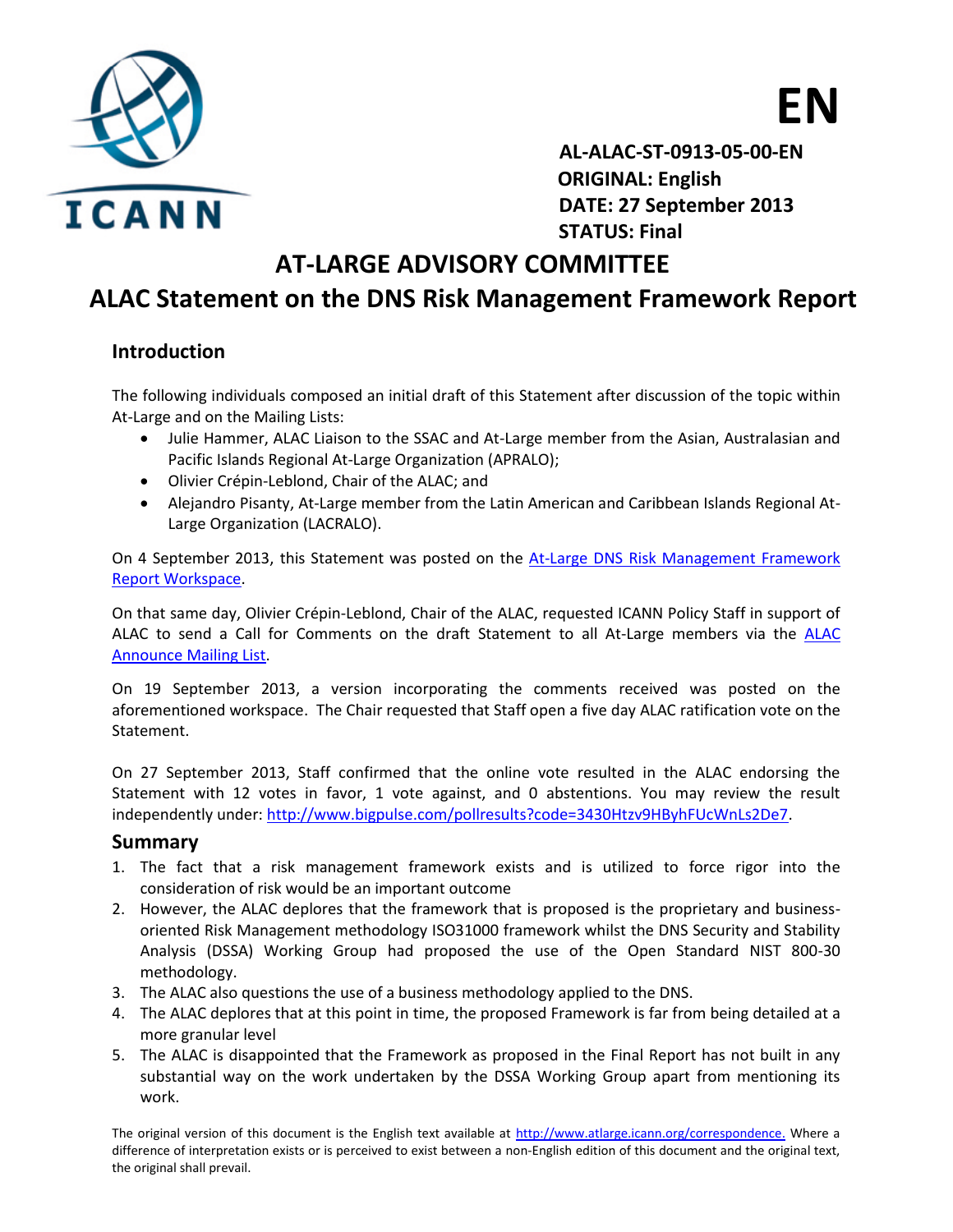**EN**

**AL-ALAC-ST-0913-05-00-EN**
**ORIGINAL: English**
**DATE: 27 September 2013**
**STATUS: Final**

# AT-LARGE ADVISORY COMMITTEE

# ALAC Statement on the DNS Risk Management Framework Report

## Introduction

The following individuals composed an initial draft of this Statement after discussion of the topic within At-Large and on the Mailing Lists:

- Julie Hammer, ALAC Liaison to the SSAC and At-Large member from the Asian, Australasian and Pacific Islands Regional At-Large Organization (APRALO);
- Olivier Crépin-Leblond, Chair of the ALAC; and
- Alejandro Pisanty, At-Large member from the Latin American and Caribbean Islands Regional At-Large Organization (LACRALO).

On 4 September 2013, this Statement was posted on the At-Large DNS Risk Management Framework Report Workspace.

On that same day, Olivier Crépin-Leblond, Chair of the ALAC, requested ICANN Policy Staff in support of ALAC to send a Call for Comments on the draft Statement to all At-Large members via the ALAC Announce Mailing List.

On 19 September 2013, a version incorporating the comments received was posted on the aforementioned workspace. The Chair requested that Staff open a five day ALAC ratification vote on the Statement.

On 27 September 2013, Staff confirmed that the online vote resulted in the ALAC endorsing the Statement with 12 votes in favor, 1 vote against, and 0 abstentions. You may review the result independently under: http://www.bigpulse.com/pollresults?code=3430Htzv9HByhFUcWnLs2De7.

## Summary

1. The fact that a risk management framework exists and is utilized to force rigor into the consideration of risk would be an important outcome
2. However, the ALAC deplores that the framework that is proposed is the proprietary and business-oriented Risk Management methodology ISO31000 framework whilst the DNS Security and Stability Analysis (DSSA) Working Group had proposed the use of the Open Standard NIST 800-30 methodology.
3. The ALAC also questions the use of a business methodology applied to the DNS.
4. The ALAC deplores that at this point in time, the proposed Framework is far from being detailed at a more granular level
5. The ALAC is disappointed that the Framework as proposed in the Final Report has not built in any substantial way on the work undertaken by the DSSA Working Group apart from mentioning its work.

The original version of this document is the English text available at http://www.atlarge.icann.org/correspondence. Where a difference of interpretation exists or is perceived to exist between a non-English edition of this document and the original text, the original shall prevail.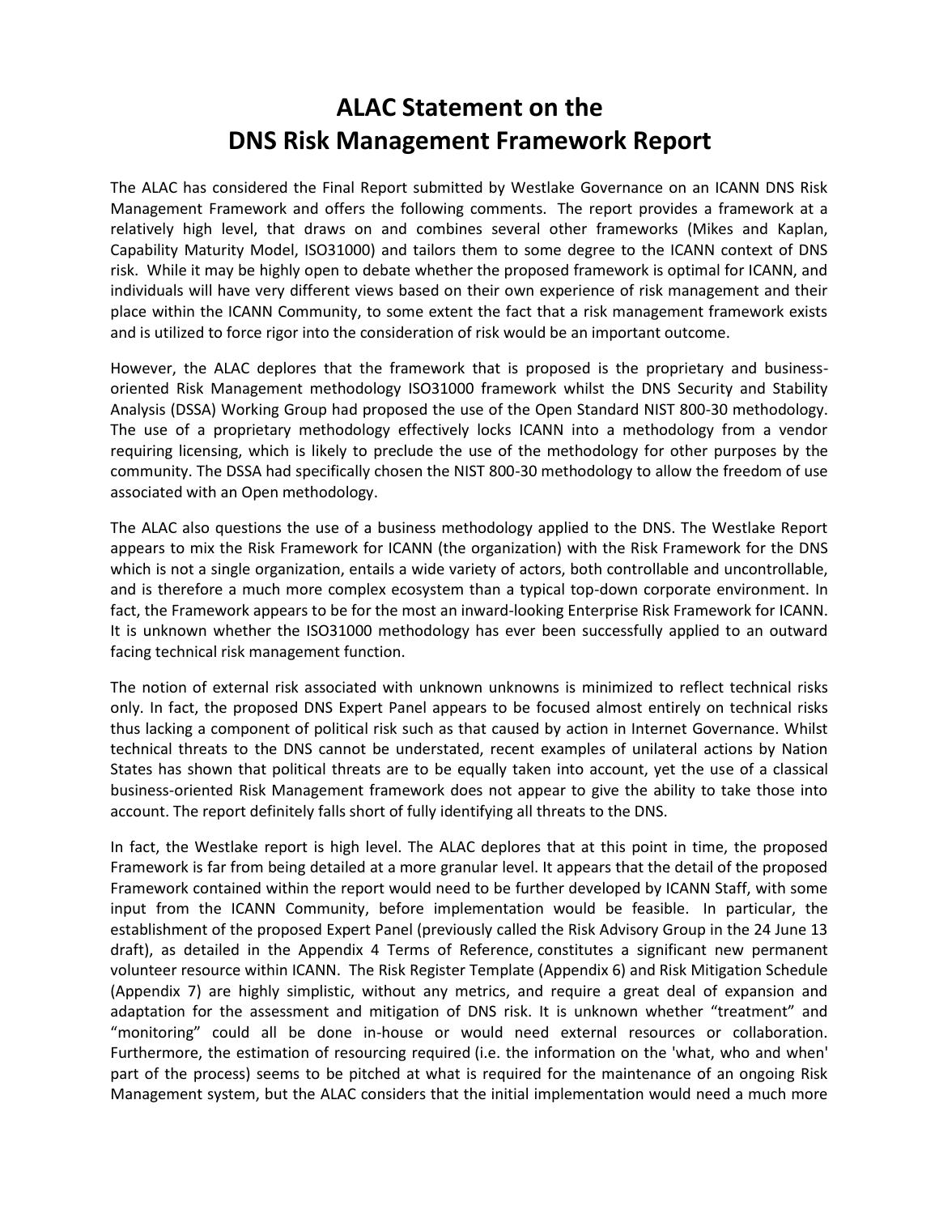# ALAC Statement on the DNS Risk Management Framework Report

The ALAC has considered the Final Report submitted by Westlake Governance on an ICANN DNS Risk Management Framework and offers the following comments. The report provides a framework at a relatively high level, that draws on and combines several other frameworks (Mikes and Kaplan, Capability Maturity Model, ISO31000) and tailors them to some degree to the ICANN context of DNS risk. While it may be highly open to debate whether the proposed framework is optimal for ICANN, and individuals will have very different views based on their own experience of risk management and their place within the ICANN Community, to some extent the fact that a risk management framework exists and is utilized to force rigor into the consideration of risk would be an important outcome.

However, the ALAC deplores that the framework that is proposed is the proprietary and business-oriented Risk Management methodology ISO31000 framework whilst the DNS Security and Stability Analysis (DSSA) Working Group had proposed the use of the Open Standard NIST 800-30 methodology. The use of a proprietary methodology effectively locks ICANN into a methodology from a vendor requiring licensing, which is likely to preclude the use of the methodology for other purposes by the community. The DSSA had specifically chosen the NIST 800-30 methodology to allow the freedom of use associated with an Open methodology.

The ALAC also questions the use of a business methodology applied to the DNS. The Westlake Report appears to mix the Risk Framework for ICANN (the organization) with the Risk Framework for the DNS which is not a single organization, entails a wide variety of actors, both controllable and uncontrollable, and is therefore a much more complex ecosystem than a typical top-down corporate environment. In fact, the Framework appears to be for the most an inward-looking Enterprise Risk Framework for ICANN. It is unknown whether the ISO31000 methodology has ever been successfully applied to an outward facing technical risk management function.

The notion of external risk associated with unknown unknowns is minimized to reflect technical risks only. In fact, the proposed DNS Expert Panel appears to be focused almost entirely on technical risks thus lacking a component of political risk such as that caused by action in Internet Governance. Whilst technical threats to the DNS cannot be understated, recent examples of unilateral actions by Nation States has shown that political threats are to be equally taken into account, yet the use of a classical business-oriented Risk Management framework does not appear to give the ability to take those into account. The report definitely falls short of fully identifying all threats to the DNS.

In fact, the Westlake report is high level. The ALAC deplores that at this point in time, the proposed Framework is far from being detailed at a more granular level. It appears that the detail of the proposed Framework contained within the report would need to be further developed by ICANN Staff, with some input from the ICANN Community, before implementation would be feasible. In particular, the establishment of the proposed Expert Panel (previously called the Risk Advisory Group in the 24 June 13 draft), as detailed in the Appendix 4 Terms of Reference, constitutes a significant new permanent volunteer resource within ICANN. The Risk Register Template (Appendix 6) and Risk Mitigation Schedule (Appendix 7) are highly simplistic, without any metrics, and require a great deal of expansion and adaptation for the assessment and mitigation of DNS risk. It is unknown whether "treatment" and "monitoring" could all be done in-house or would need external resources or collaboration. Furthermore, the estimation of resourcing required (i.e. the information on the 'what, who and when' part of the process) seems to be pitched at what is required for the maintenance of an ongoing Risk Management system, but the ALAC considers that the initial implementation would need a much more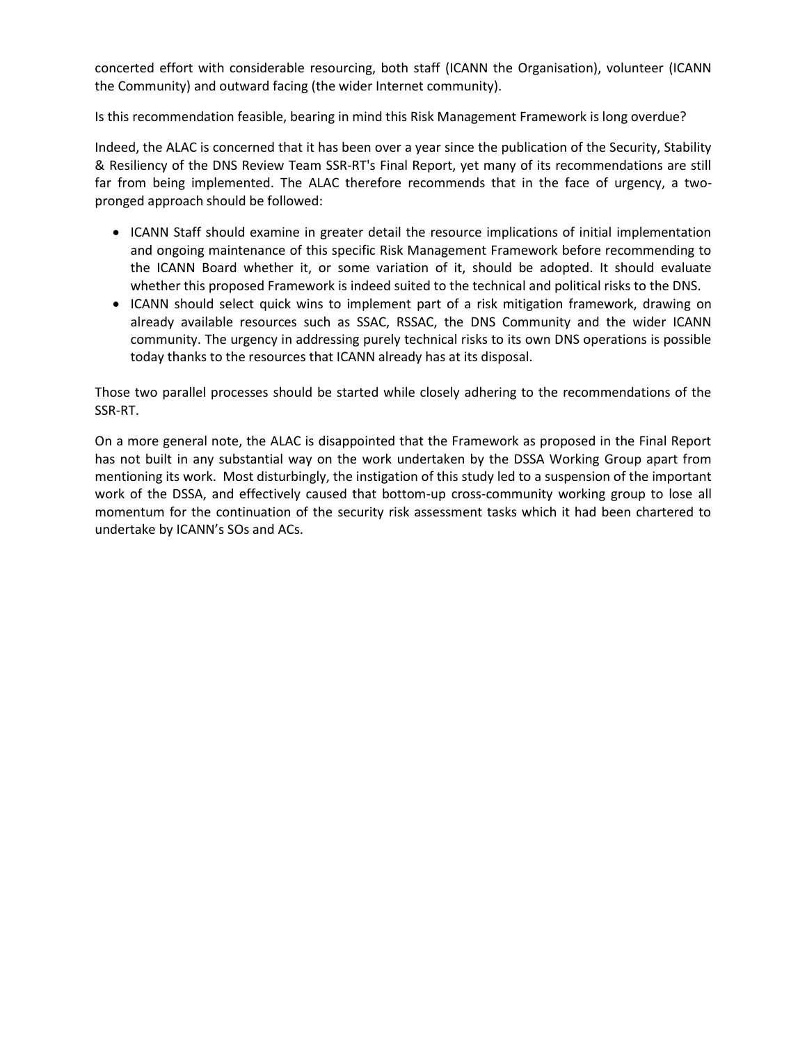concerted effort with considerable resourcing, both staff (ICANN the Organisation), volunteer (ICANN the Community) and outward facing (the wider Internet community).

Is this recommendation feasible, bearing in mind this Risk Management Framework is long overdue?

Indeed, the ALAC is concerned that it has been over a year since the publication of the Security, Stability & Resiliency of the DNS Review Team SSR-RT's Final Report, yet many of its recommendations are still far from being implemented. The ALAC therefore recommends that in the face of urgency, a two-pronged approach should be followed:

- ICANN Staff should examine in greater detail the resource implications of initial implementation and ongoing maintenance of this specific Risk Management Framework before recommending to the ICANN Board whether it, or some variation of it, should be adopted. It should evaluate whether this proposed Framework is indeed suited to the technical and political risks to the DNS.
- ICANN should select quick wins to implement part of a risk mitigation framework, drawing on already available resources such as SSAC, RSSAC, the DNS Community and the wider ICANN community. The urgency in addressing purely technical risks to its own DNS operations is possible today thanks to the resources that ICANN already has at its disposal.

Those two parallel processes should be started while closely adhering to the recommendations of the SSR-RT.

On a more general note, the ALAC is disappointed that the Framework as proposed in the Final Report has not built in any substantial way on the work undertaken by the DSSA Working Group apart from mentioning its work. Most disturbingly, the instigation of this study led to a suspension of the important work of the DSSA, and effectively caused that bottom-up cross-community working group to lose all momentum for the continuation of the security risk assessment tasks which it had been chartered to undertake by ICANN's SOs and ACs.